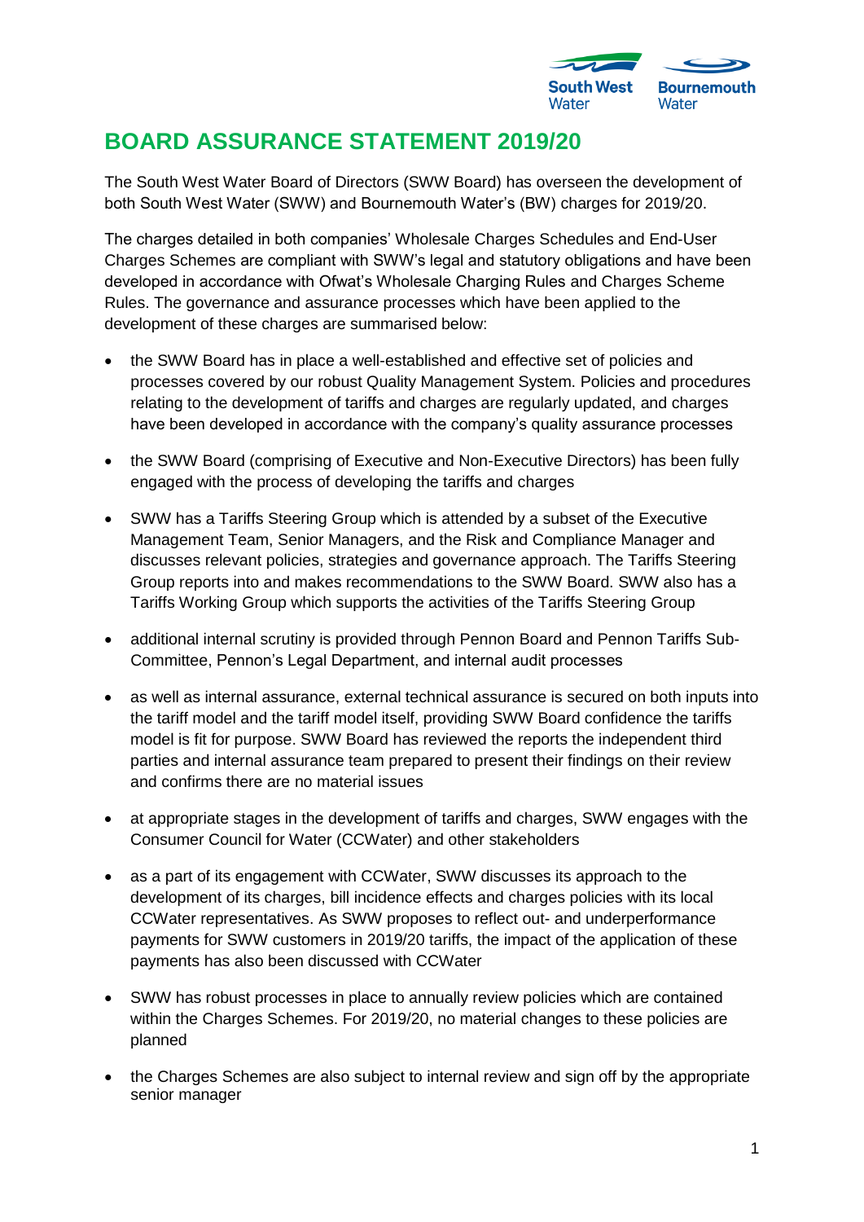# BOARD ASSURANCE STATEMENT 2019/20

The South West Water Board of Directors (SWW Board) has overseen the development of both South West Water (SWW) and Bournemouth Water's (BW) charges for 2019/20.

The charges detailed in both companies' Wholesale Charges Schedules and End-User Charges Schemes are compliant with SWW's legal and statutory obligations and have been developed in accordance with Ofwat's Wholesale Charging Rules and Charges Scheme Rules. The governance and assurance processes which have been applied to the development of these charges are summarised below:

- the SWW Board has in place a well-established and effective set of policies and processes covered by our robust Quality Management System. Policies and procedures relating to the development of tariffs and charges are regularly updated, and charges have been developed in accordance with the company's quality assurance processes
- the SWW Board (comprising of Executive and Non-Executive Directors) has been fully engaged with the process of developing the tariffs and charges
- SWW has a Tariffs Steering Group which is attended by a subset of the Executive Management Team, Senior Managers, and the Risk and Compliance Manager and discusses relevant policies, strategies and governance approach. The Tariffs Steering Group reports into and makes recommendations to the SWW Board. SWW also has a Tariffs Working Group which supports the activities of the Tariffs Steering Group
- additional internal scrutiny is provided through Pennon Board and Pennon Tariffs Sub-Committee, Pennon's Legal Department, and internal audit processes
- as well as internal assurance, external technical assurance is secured on both inputs into the tariff model and the tariff model itself, providing SWW Board confidence the tariffs model is fit for purpose. SWW Board has reviewed the reports the independent third parties and internal assurance team prepared to present their findings on their review and confirms there are no material issues
- at appropriate stages in the development of tariffs and charges, SWW engages with the Consumer Council for Water (CCWater) and other stakeholders
- as a part of its engagement with CCWater, SWW discusses its approach to the development of its charges, bill incidence effects and charges policies with its local CCWater representatives. As SWW proposes to reflect out- and underperformance payments for SWW customers in 2019/20 tariffs, the impact of the application of these payments has also been discussed with CCWater
- SWW has robust processes in place to annually review policies which are contained within the Charges Schemes. For 2019/20, no material changes to these policies are planned
- the Charges Schemes are also subject to internal review and sign off by the appropriate senior manager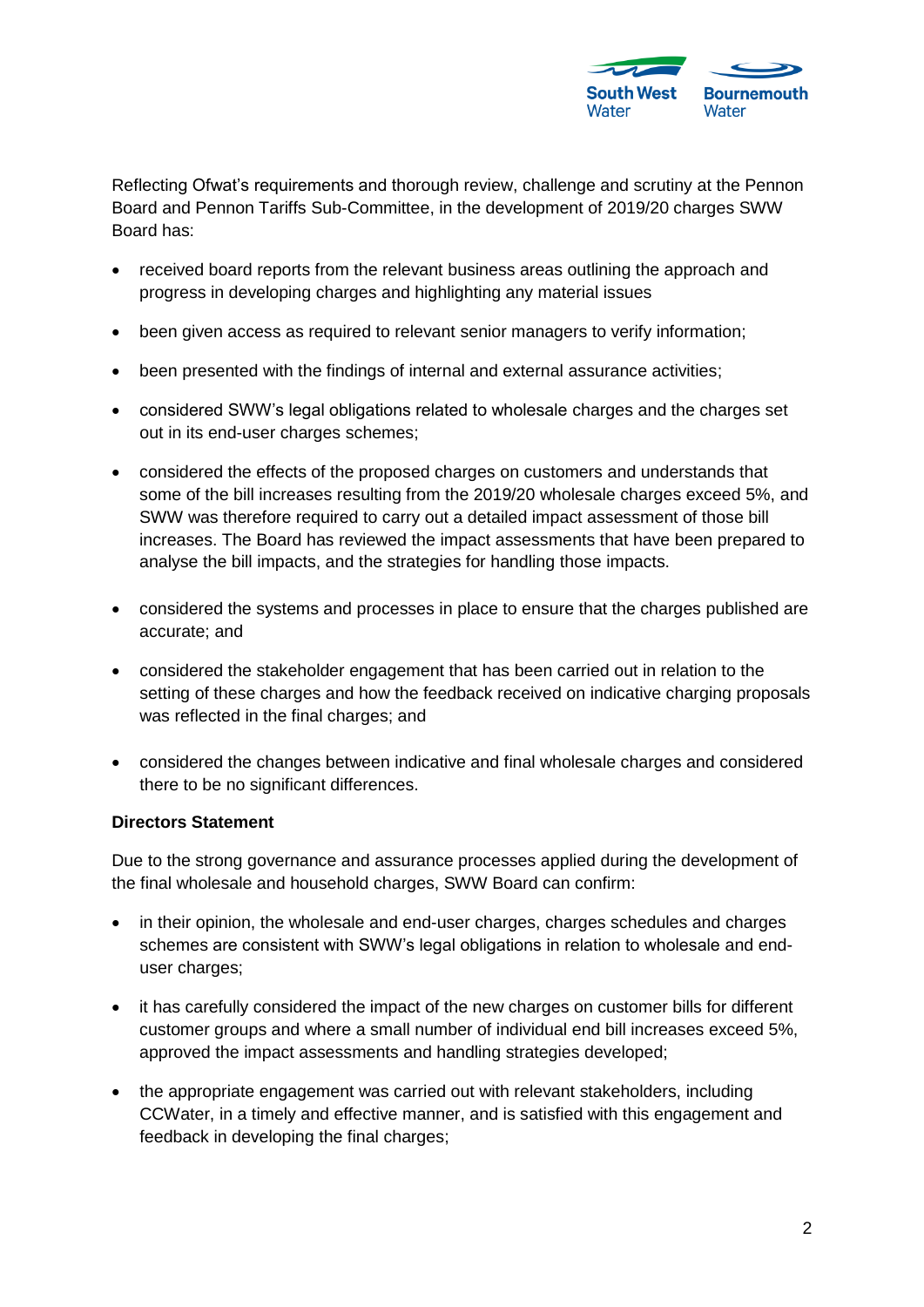Reflecting Ofwat's requirements and thorough review, challenge and scrutiny at the Pennon Board and Pennon Tariffs Sub-Committee, in the development of 2019/20 charges SWW Board has:

- received board reports from the relevant business areas outlining the approach and progress in developing charges and highlighting any material issues
- been given access as required to relevant senior managers to verify information;
- been presented with the findings of internal and external assurance activities;
- considered SWW's legal obligations related to wholesale charges and the charges set out in its end-user charges schemes;
- considered the effects of the proposed charges on customers and understands that some of the bill increases resulting from the 2019/20 wholesale charges exceed 5%, and SWW was therefore required to carry out a detailed impact assessment of those bill increases. The Board has reviewed the impact assessments that have been prepared to analyse the bill impacts, and the strategies for handling those impacts.
- considered the systems and processes in place to ensure that the charges published are accurate; and
- considered the stakeholder engagement that has been carried out in relation to the setting of these charges and how the feedback received on indicative charging proposals was reflected in the final charges; and
- considered the changes between indicative and final wholesale charges and considered there to be no significant differences.

**Directors Statement**

Due to the strong governance and assurance processes applied during the development of the final wholesale and household charges, SWW Board can confirm:

- in their opinion, the wholesale and end-user charges, charges schedules and charges schemes are consistent with SWW's legal obligations in relation to wholesale and end-user charges;
- it has carefully considered the impact of the new charges on customer bills for different customer groups and where a small number of individual end bill increases exceed 5%, approved the impact assessments and handling strategies developed;
- the appropriate engagement was carried out with relevant stakeholders, including CCWater, in a timely and effective manner, and is satisfied with this engagement and feedback in developing the final charges;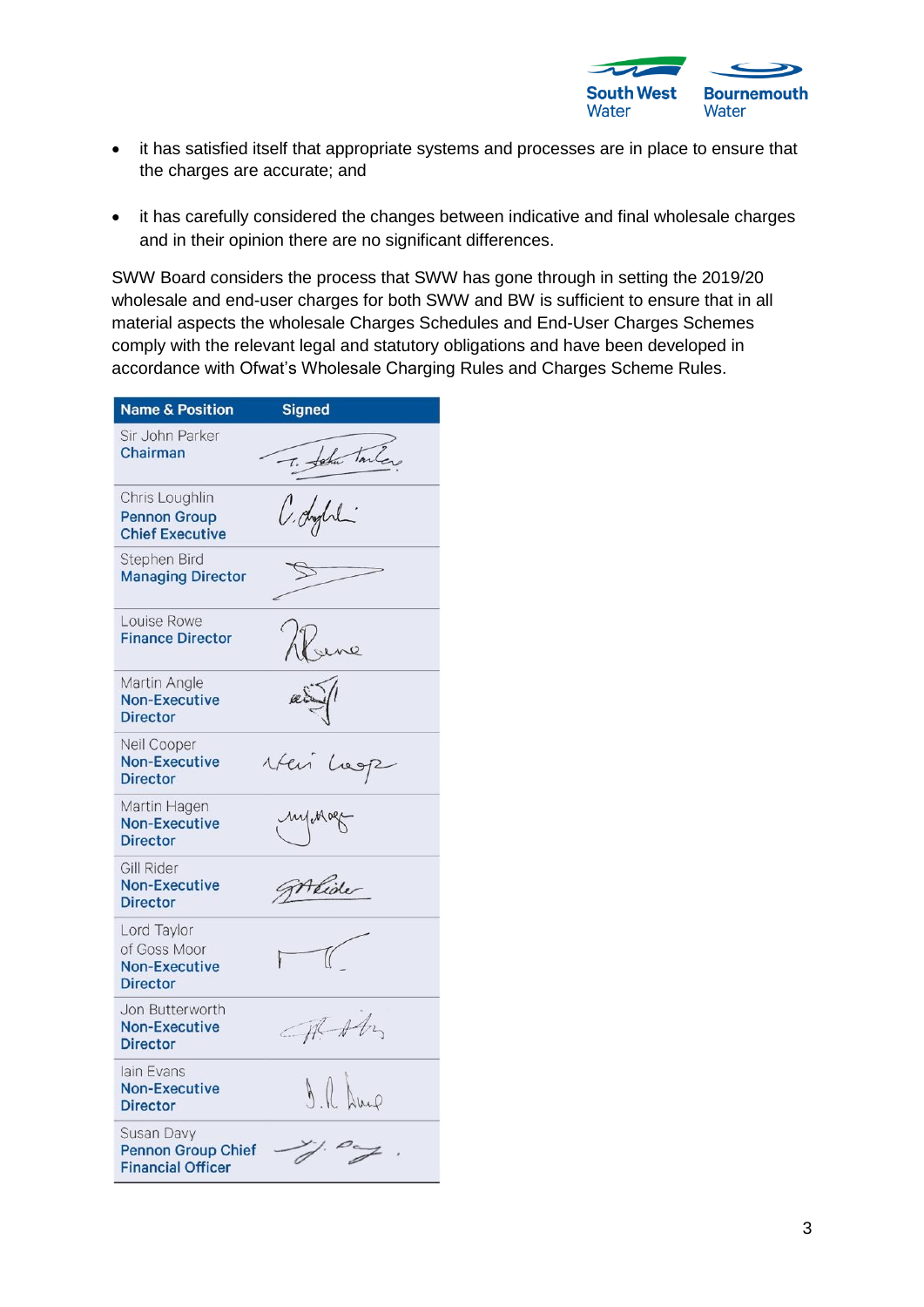- it has satisfied itself that appropriate systems and processes are in place to ensure that the charges are accurate; and

- it has carefully considered the changes between indicative and final wholesale charges and in their opinion there are no significant differences.

SWW Board considers the process that SWW has gone through in setting the 2019/20 wholesale and end-user charges for both SWW and BW is sufficient to ensure that in all material aspects the wholesale Charges Schedules and End-User Charges Schemes comply with the relevant legal and statutory obligations and have been developed in accordance with Ofwat's Wholesale Charging Rules and Charges Scheme Rules.

| Name & Position | Signed |
|---|---|
| Sir John Parker<br>**Chairman** | |
| Chris Loughlin<br>**Pennon Group Chief Executive** | |
| Stephen Bird<br>**Managing Director** | |
| Louise Rowe<br>**Finance Director** | |
| Martin Angle<br>**Non-Executive Director** | |
| Neil Cooper<br>**Non-Executive Director** | |
| Martin Hagen<br>**Non-Executive Director** | |
| Gill Rider<br>**Non-Executive Director** | |
| Lord Taylor of Goss Moor<br>**Non-Executive Director** | |
| Jon Butterworth<br>**Non-Executive Director** | |
| Iain Evans<br>**Non-Executive Director** | |
| Susan Davy<br>**Pennon Group Chief Financial Officer** | |